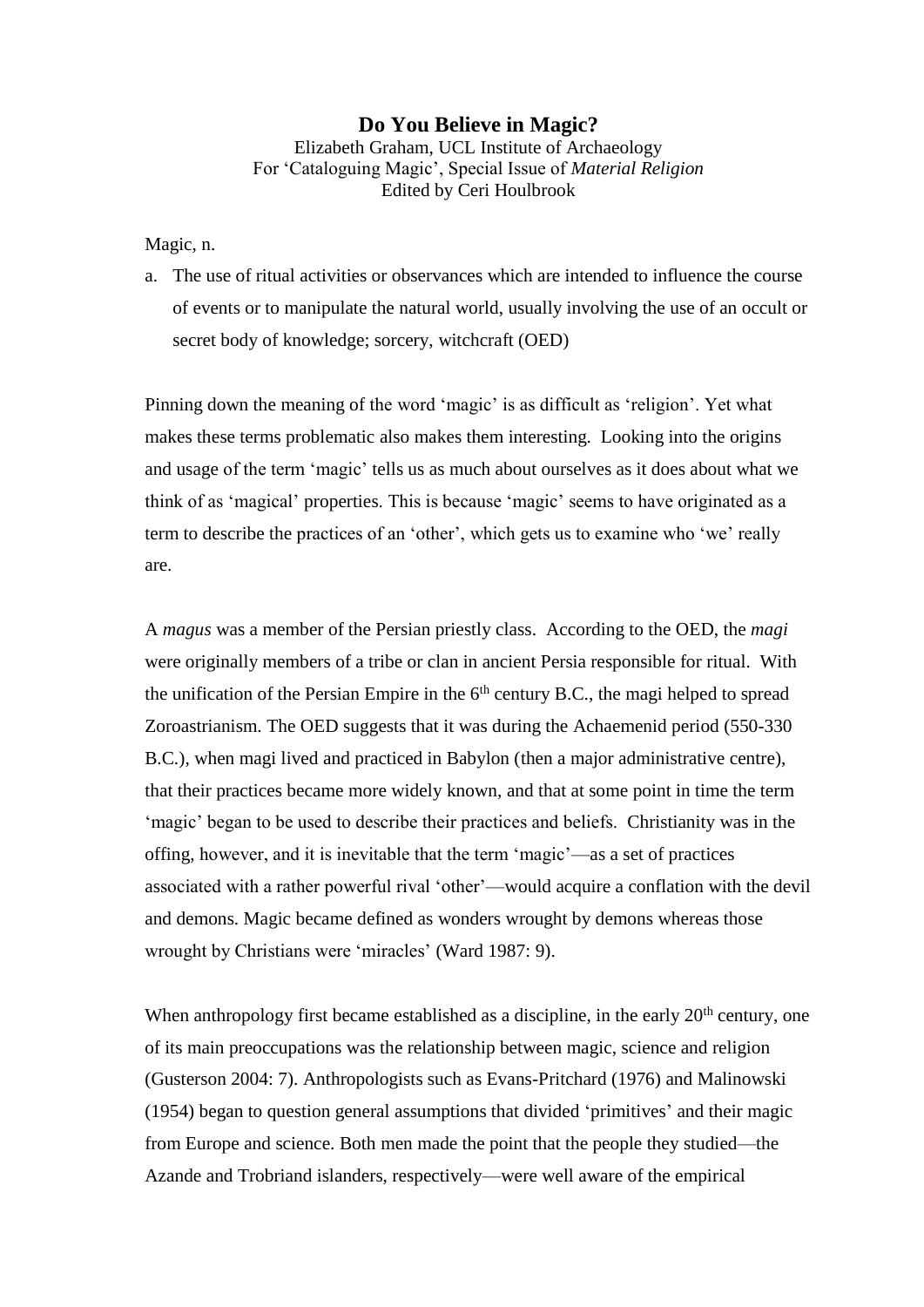# Do You Believe in Magic?

Elizabeth Graham, UCL Institute of Archaeology
For 'Cataloguing Magic', Special Issue of *Material Religion*
Edited by Ceri Houlbrook

Magic, n.

a. The use of ritual activities or observances which are intended to influence the course of events or to manipulate the natural world, usually involving the use of an occult or secret body of knowledge; sorcery, witchcraft (OED)

Pinning down the meaning of the word 'magic' is as difficult as 'religion'. Yet what makes these terms problematic also makes them interesting. Looking into the origins and usage of the term 'magic' tells us as much about ourselves as it does about what we think of as 'magical' properties. This is because 'magic' seems to have originated as a term to describe the practices of an 'other', which gets us to examine who 'we' really are.

A *magus* was a member of the Persian priestly class. According to the OED, the *magi* were originally members of a tribe or clan in ancient Persia responsible for ritual. With the unification of the Persian Empire in the 6th century B.C., the magi helped to spread Zoroastrianism. The OED suggests that it was during the Achaemenid period (550-330 B.C.), when magi lived and practiced in Babylon (then a major administrative centre), that their practices became more widely known, and that at some point in time the term 'magic' began to be used to describe their practices and beliefs. Christianity was in the offing, however, and it is inevitable that the term 'magic'—as a set of practices associated with a rather powerful rival 'other'—would acquire a conflation with the devil and demons. Magic became defined as wonders wrought by demons whereas those wrought by Christians were 'miracles' (Ward 1987: 9).

When anthropology first became established as a discipline, in the early 20th century, one of its main preoccupations was the relationship between magic, science and religion (Gusterson 2004: 7). Anthropologists such as Evans-Pritchard (1976) and Malinowski (1954) began to question general assumptions that divided 'primitives' and their magic from Europe and science. Both men made the point that the people they studied—the Azande and Trobriand islanders, respectively—were well aware of the empirical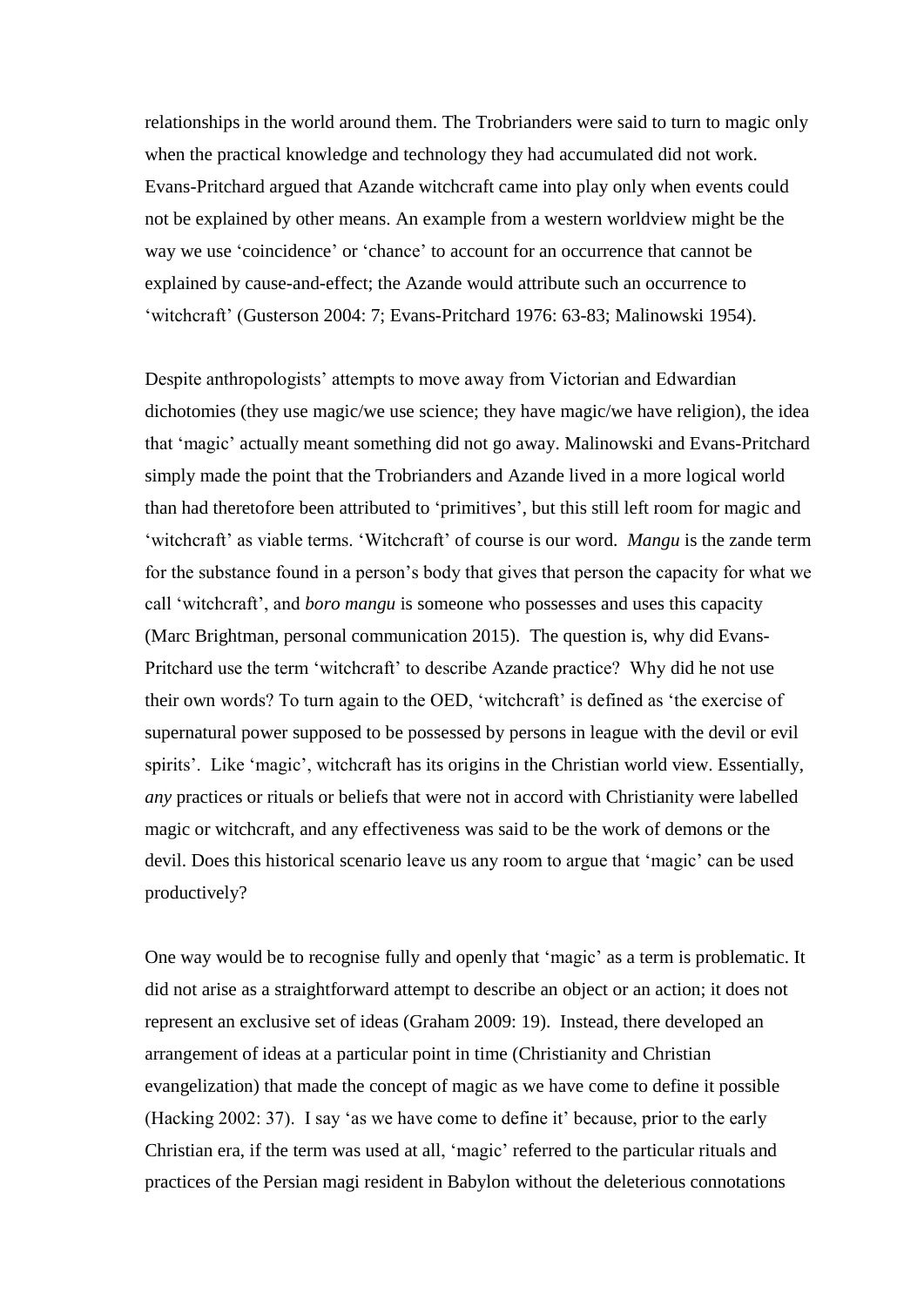relationships in the world around them. The Trobrianders were said to turn to magic only when the practical knowledge and technology they had accumulated did not work. Evans-Pritchard argued that Azande witchcraft came into play only when events could not be explained by other means. An example from a western worldview might be the way we use 'coincidence' or 'chance' to account for an occurrence that cannot be explained by cause-and-effect; the Azande would attribute such an occurrence to 'witchcraft' (Gusterson 2004: 7; Evans-Pritchard 1976: 63-83; Malinowski 1954).

Despite anthropologists' attempts to move away from Victorian and Edwardian dichotomies (they use magic/we use science; they have magic/we have religion), the idea that 'magic' actually meant something did not go away. Malinowski and Evans-Pritchard simply made the point that the Trobrianders and Azande lived in a more logical world than had theretofore been attributed to 'primitives', but this still left room for magic and 'witchcraft' as viable terms. 'Witchcraft' of course is our word. *Mangu* is the zande term for the substance found in a person's body that gives that person the capacity for what we call 'witchcraft', and *boro mangu* is someone who possesses and uses this capacity (Marc Brightman, personal communication 2015). The question is, why did Evans-Pritchard use the term 'witchcraft' to describe Azande practice? Why did he not use their own words? To turn again to the OED, 'witchcraft' is defined as 'the exercise of supernatural power supposed to be possessed by persons in league with the devil or evil spirits'. Like 'magic', witchcraft has its origins in the Christian world view. Essentially, *any* practices or rituals or beliefs that were not in accord with Christianity were labelled magic or witchcraft, and any effectiveness was said to be the work of demons or the devil. Does this historical scenario leave us any room to argue that 'magic' can be used productively?

One way would be to recognise fully and openly that 'magic' as a term is problematic. It did not arise as a straightforward attempt to describe an object or an action; it does not represent an exclusive set of ideas (Graham 2009: 19). Instead, there developed an arrangement of ideas at a particular point in time (Christianity and Christian evangelization) that made the concept of magic as we have come to define it possible (Hacking 2002: 37). I say 'as we have come to define it' because, prior to the early Christian era, if the term was used at all, 'magic' referred to the particular rituals and practices of the Persian magi resident in Babylon without the deleterious connotations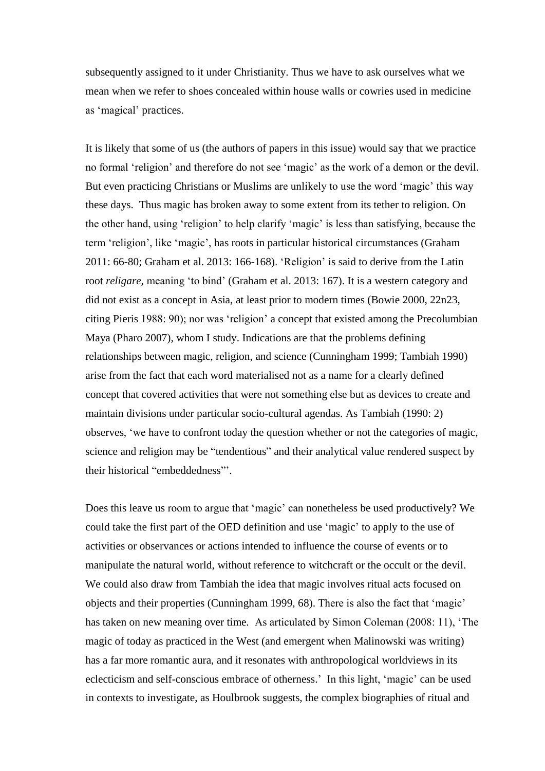subsequently assigned to it under Christianity. Thus we have to ask ourselves what we mean when we refer to shoes concealed within house walls or cowries used in medicine as 'magical' practices.

It is likely that some of us (the authors of papers in this issue) would say that we practice no formal 'religion' and therefore do not see 'magic' as the work of a demon or the devil. But even practicing Christians or Muslims are unlikely to use the word 'magic' this way these days. Thus magic has broken away to some extent from its tether to religion. On the other hand, using 'religion' to help clarify 'magic' is less than satisfying, because the term 'religion', like 'magic', has roots in particular historical circumstances (Graham 2011: 66-80; Graham et al. 2013: 166-168). 'Religion' is said to derive from the Latin root *religare,* meaning 'to bind' (Graham et al. 2013: 167). It is a western category and did not exist as a concept in Asia, at least prior to modern times (Bowie 2000, 22n23, citing Pieris 1988: 90); nor was 'religion' a concept that existed among the Precolumbian Maya (Pharo 2007), whom I study. Indications are that the problems defining relationships between magic, religion, and science (Cunningham 1999; Tambiah 1990) arise from the fact that each word materialised not as a name for a clearly defined concept that covered activities that were not something else but as devices to create and maintain divisions under particular socio-cultural agendas. As Tambiah (1990: 2) observes, 'we have to confront today the question whether or not the categories of magic, science and religion may be "tendentious" and their analytical value rendered suspect by their historical "embeddedness"'.

Does this leave us room to argue that 'magic' can nonetheless be used productively? We could take the first part of the OED definition and use 'magic' to apply to the use of activities or observances or actions intended to influence the course of events or to manipulate the natural world, without reference to witchcraft or the occult or the devil. We could also draw from Tambiah the idea that magic involves ritual acts focused on objects and their properties (Cunningham 1999, 68). There is also the fact that 'magic' has taken on new meaning over time. As articulated by Simon Coleman (2008: 11), 'The magic of today as practiced in the West (and emergent when Malinowski was writing) has a far more romantic aura, and it resonates with anthropological worldviews in its eclecticism and self-conscious embrace of otherness.' In this light, 'magic' can be used in contexts to investigate, as Houlbrook suggests, the complex biographies of ritual and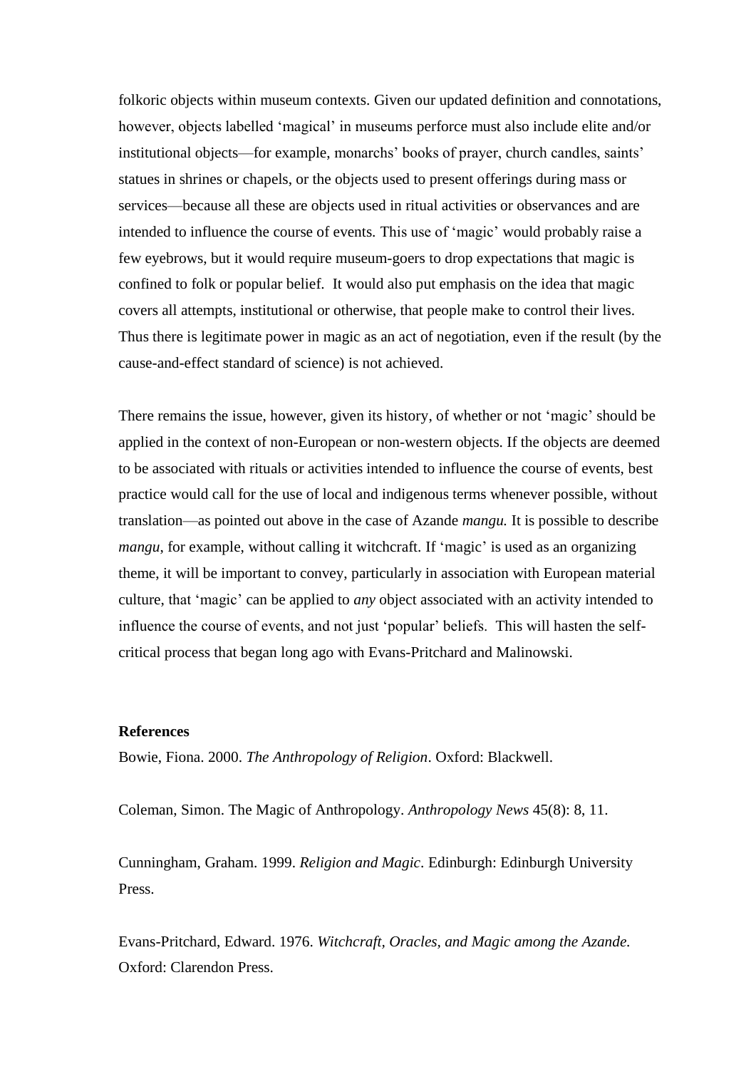folkoric objects within museum contexts. Given our updated definition and connotations, however, objects labelled 'magical' in museums perforce must also include elite and/or institutional objects—for example, monarchs' books of prayer, church candles, saints' statues in shrines or chapels, or the objects used to present offerings during mass or services—because all these are objects used in ritual activities or observances and are intended to influence the course of events. This use of 'magic' would probably raise a few eyebrows, but it would require museum-goers to drop expectations that magic is confined to folk or popular belief. It would also put emphasis on the idea that magic covers all attempts, institutional or otherwise, that people make to control their lives. Thus there is legitimate power in magic as an act of negotiation, even if the result (by the cause-and-effect standard of science) is not achieved.

There remains the issue, however, given its history, of whether or not 'magic' should be applied in the context of non-European or non-western objects. If the objects are deemed to be associated with rituals or activities intended to influence the course of events, best practice would call for the use of local and indigenous terms whenever possible, without translation—as pointed out above in the case of Azande *mangu.* It is possible to describe *mangu*, for example, without calling it witchcraft. If 'magic' is used as an organizing theme, it will be important to convey, particularly in association with European material culture, that 'magic' can be applied to *any* object associated with an activity intended to influence the course of events, and not just 'popular' beliefs. This will hasten the self-critical process that began long ago with Evans-Pritchard and Malinowski.

**References**

Bowie, Fiona. 2000. *The Anthropology of Religion*. Oxford: Blackwell.

Coleman, Simon. The Magic of Anthropology. *Anthropology News* 45(8): 8, 11.

Cunningham, Graham. 1999. *Religion and Magic*. Edinburgh: Edinburgh University Press.

Evans-Pritchard, Edward. 1976. *Witchcraft, Oracles, and Magic among the Azande.* Oxford: Clarendon Press.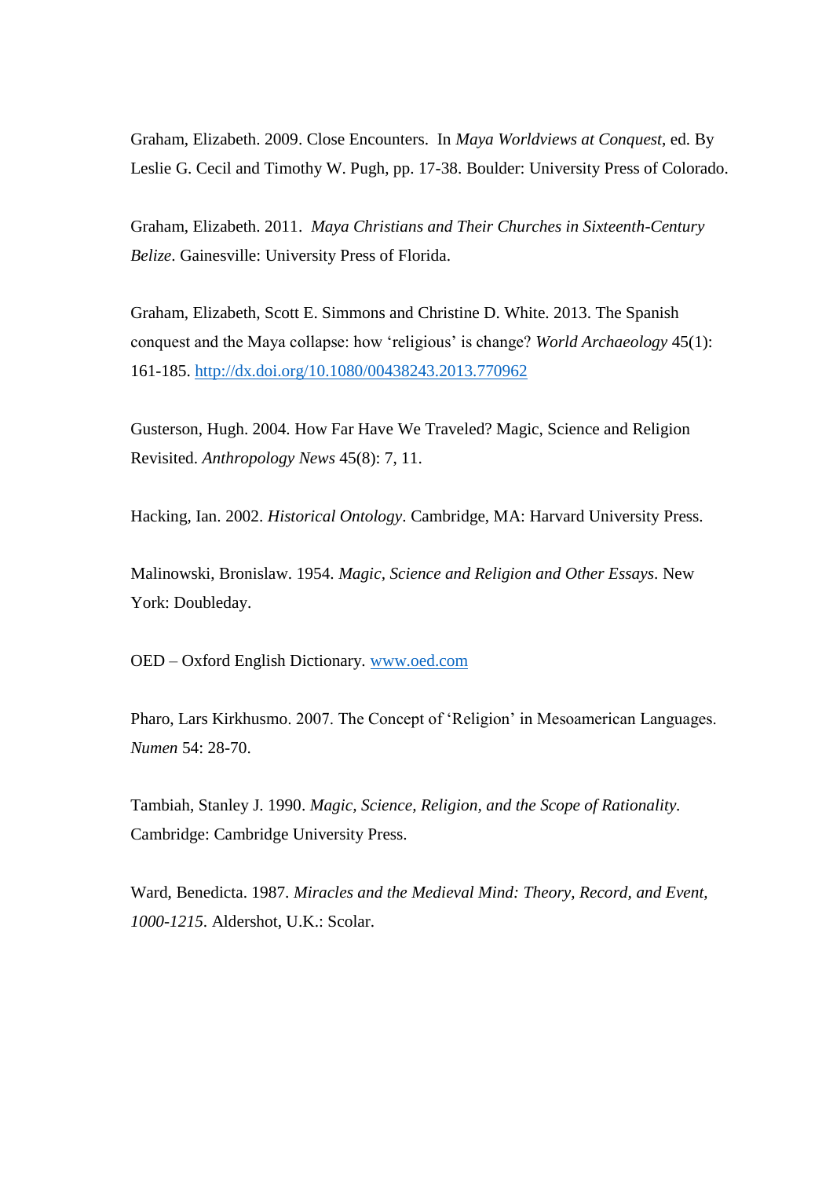Graham, Elizabeth. 2009. Close Encounters. In *Maya Worldviews at Conquest*, ed. By Leslie G. Cecil and Timothy W. Pugh, pp. 17-38. Boulder: University Press of Colorado.

Graham, Elizabeth. 2011. *Maya Christians and Their Churches in Sixteenth-Century Belize*. Gainesville: University Press of Florida.

Graham, Elizabeth, Scott E. Simmons and Christine D. White. 2013. The Spanish conquest and the Maya collapse: how 'religious' is change? *World Archaeology* 45(1): 161-185. http://dx.doi.org/10.1080/00438243.2013.770962

Gusterson, Hugh. 2004. How Far Have We Traveled? Magic, Science and Religion Revisited. *Anthropology News* 45(8): 7, 11.

Hacking, Ian. 2002. *Historical Ontology*. Cambridge, MA: Harvard University Press.

Malinowski, Bronislaw. 1954. *Magic, Science and Religion and Other Essays*. New York: Doubleday.

OED – Oxford English Dictionary. www.oed.com

Pharo, Lars Kirkhusmo. 2007. The Concept of 'Religion' in Mesoamerican Languages. *Numen* 54: 28-70.

Tambiah, Stanley J. 1990. *Magic, Science, Religion, and the Scope of Rationality*. Cambridge: Cambridge University Press.

Ward, Benedicta. 1987. *Miracles and the Medieval Mind: Theory, Record, and Event, 1000-1215*. Aldershot, U.K.: Scolar.